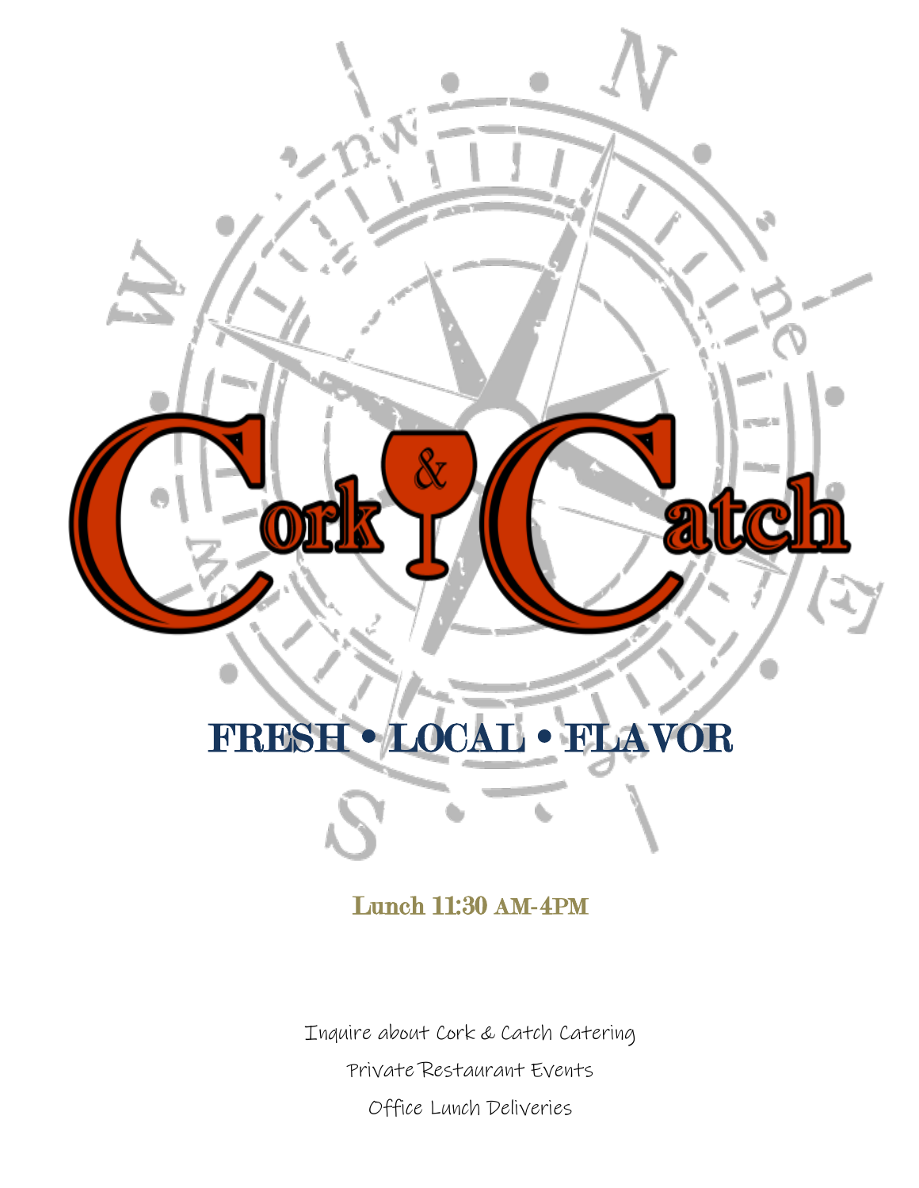# Cork & Catch

## FRESH • LOCAL • FLAVOR

**Lunch 11:30 AM-4PM**

Inquire about Cork & Catch Catering

Private Restaurant Events

Office Lunch Deliveries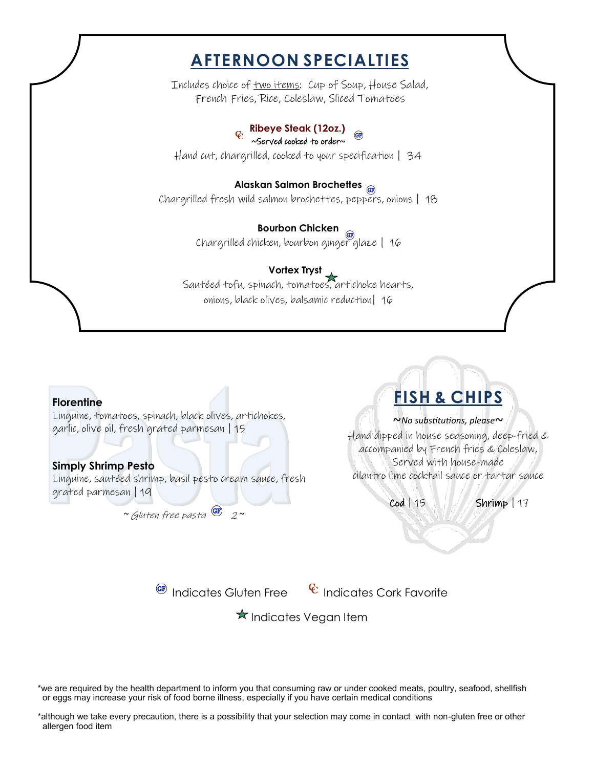## AFTERNOON SPECIALTIES

Includes choice of two items: Cup of Soup, House Salad, French Fries, Rice, Coleslaw, Sliced Tomatoes

**Ribeye Steak (12oz.)** (C) (GF)
~Served cooked to order~
Hand cut, chargrilled, cooked to your specification | 34

**Alaskan Salmon Brochettes** (GF)
Chargrilled fresh wild salmon brochettes, peppers, onions | 18

**Bourbon Chicken** (GF)
Chargrilled chicken, bourbon ginger glaze | 16

**Vortex Tryst** ★
Sautéed tofu, spinach, tomatoes, artichoke hearts, onions, black olives, balsamic reduction| 16

## Pasta

**Florentine**
Linguine, tomatoes, spinach, black olives, artichokes, garlic, olive oil, fresh grated parmesan | 15

**Simply Shrimp Pesto**
Linguine, sautéed shrimp, basil pesto cream sauce, fresh grated parmesan | 19

*~ Gluten free pasta (GF) 2 ~*

## FISH & CHIPS

*~No substitutions, please~*

Hand dipped in house seasoning, deep-fried & accompanied by French fries & Coleslaw, Served with house-made cilantro lime cocktail sauce or tartar sauce

Cod | 15 Shrimp | 17

(GF) Indicates Gluten Free (C) Indicates Cork Favorite

★ Indicates Vegan Item

*we are required by the health department to inform you that consuming raw or under cooked meats, poultry, seafood, shellfish or eggs may increase your risk of food borne illness, especially if you have certain medical conditions

*although we take every precaution, there is a possibility that your selection may come in contact with non-gluten free or other allergen food item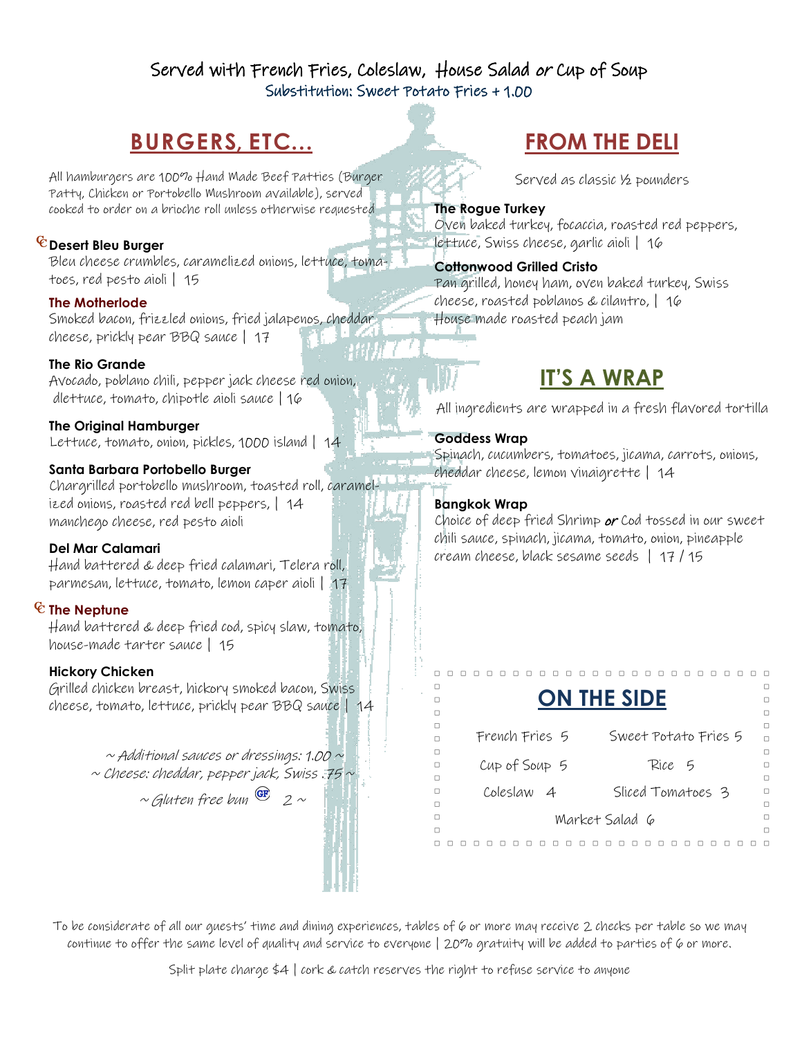Served with French Fries, Coleslaw, House Salad *or* Cup of Soup

Substitution: Sweet Potato Fries + 1.00

## BURGERS, ETC...

All hamburgers are 100% Hand Made Beef Patties (Burger Patty, Chicken or Portobello Mushroom available), served cooked to order on a brioche roll unless otherwise requested

**Desert Bleu Burger**
Bleu cheese crumbles, caramelized onions, lettuce, tomatoes, red pesto aioli | 15

**The Motherlode**
Smoked bacon, frizzled onions, fried jalapenos, cheddar cheese, prickly pear BBQ sauce | 17

**The Rio Grande**
Avocado, poblano chili, pepper jack cheese red onion, dlettuce, tomato, chipotle aioli sauce | 16

**The Original Hamburger**
Lettuce, tomato, onion, pickles, 1000 island | 14

**Santa Barbara Portobello Burger**
Chargrilled portobello mushroom, toasted roll, caramelized onions, roasted red bell peppers, | 14
manchego cheese, red pesto aioli

**Del Mar Calamari**
Hand battered & deep fried calamari, Telera roll, parmesan, lettuce, tomato, lemon caper aioli | 17

**The Neptune**
Hand battered & deep fried cod, spicy slaw, tomato, house-made tarter sauce | 15

**Hickory Chicken**
Grilled chicken breast, hickory smoked bacon, Swiss cheese, tomato, lettuce, prickly pear BBQ sauce | 14

*~ Additional sauces or dressings: 1.00 ~*
*~ Cheese: cheddar, pepper jack, Swiss .75 ~*
*~ Gluten free bun GF 2 ~*

## FROM THE DELI

Served as classic ½ pounders

**The Rogue Turkey**
Oven baked turkey, focaccia, roasted red peppers, lettuce, Swiss cheese, garlic aioli | 16

**Cottonwood Grilled Cristo**
Pan grilled, honey ham, oven baked turkey, Swiss cheese, roasted poblanos & cilantro, | 16
House made roasted peach jam

## IT'S A WRAP

All ingredients are wrapped in a fresh flavored tortilla

**Goddess Wrap**
Spinach, cucumbers, tomatoes, jicama, carrots, onions, cheddar cheese, lemon vinaigrette | 14

**Bangkok Wrap**
Choice of deep fried Shrimp ***or*** Cod tossed in our sweet chili sauce, spinach, jicama, tomato, onion, pineapple cream cheese, black sesame seeds | 17 / 15

## ON THE SIDE

| | |
|---|---|
| French Fries 5 | Sweet Potato Fries 5 |
| Cup of Soup 5 | Rice 5 |
| Coleslaw 4 | Sliced Tomatoes 3 |
| Market Salad 6 | |

To be considerate of all our guests' time and dining experiences, tables of 6 or more may receive 2 checks per table so we may continue to offer the same level of quality and service to everyone | 20% gratuity will be added to parties of 6 or more.

Split plate charge $4 | cork & catch reserves the right to refuse service to anyone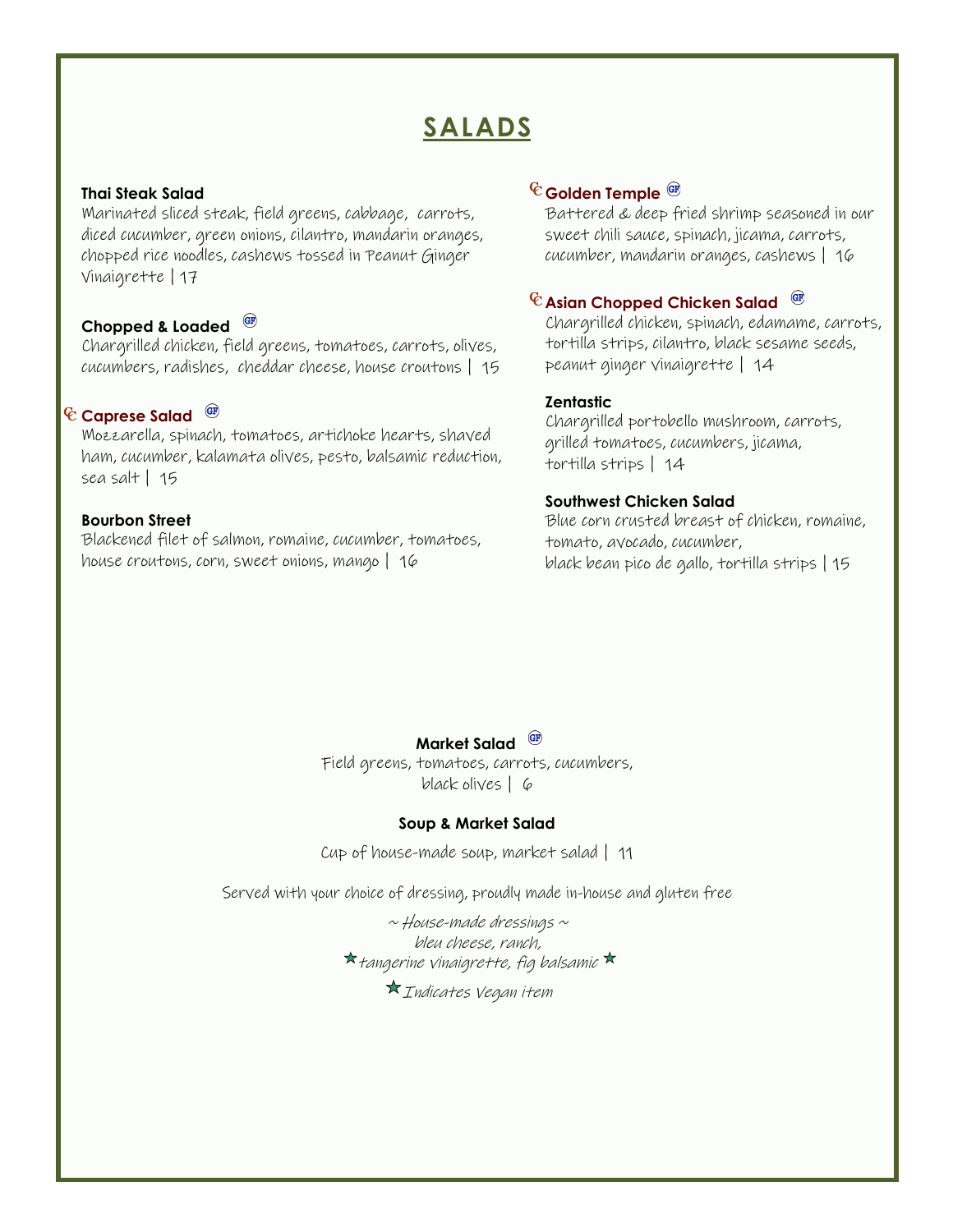# SALADS

**Thai Steak Salad**
Marinated sliced steak, field greens, cabbage, carrots, diced cucumber, green onions, cilantro, mandarin oranges, chopped rice noodles, cashews tossed in Peanut Ginger Vinaigrette | 17

**Chopped & Loaded** GF
Chargrilled chicken, field greens, tomatoes, carrots, olives, cucumbers, radishes, cheddar cheese, house croutons | 15

**Caprese Salad** GF
Mozzarella, spinach, tomatoes, artichoke hearts, shaved ham, cucumber, kalamata olives, pesto, balsamic reduction, sea salt | 15

**Bourbon Street**
Blackened filet of salmon, romaine, cucumber, tomatoes, house croutons, corn, sweet onions, mango | 16

**Golden Temple** GF
Battered & deep fried shrimp seasoned in our sweet chili sauce, spinach, jicama, carrots, cucumber, mandarin oranges, cashews | 16

**Asian Chopped Chicken Salad** GF
Chargrilled chicken, spinach, edamame, carrots, tortilla strips, cilantro, black sesame seeds, peanut ginger vinaigrette | 14

**Zentastic**
Chargrilled portobello mushroom, carrots, grilled tomatoes, cucumbers, jicama, tortilla strips | 14

**Southwest Chicken Salad**
Blue corn crusted breast of chicken, romaine, tomato, avocado, cucumber, black bean pico de gallo, tortilla strips | 15

**Market Salad** GF
Field greens, tomatoes, carrots, cucumbers, black olives | 6

**Soup & Market Salad**
Cup of house-made soup, market salad | 11

Served with your choice of dressing, proudly made in-house and gluten free

*~ House-made dressings ~*
*bleu cheese, ranch,*
*★tangerine vinaigrette, fig balsamic★*

*★Indicates Vegan item*